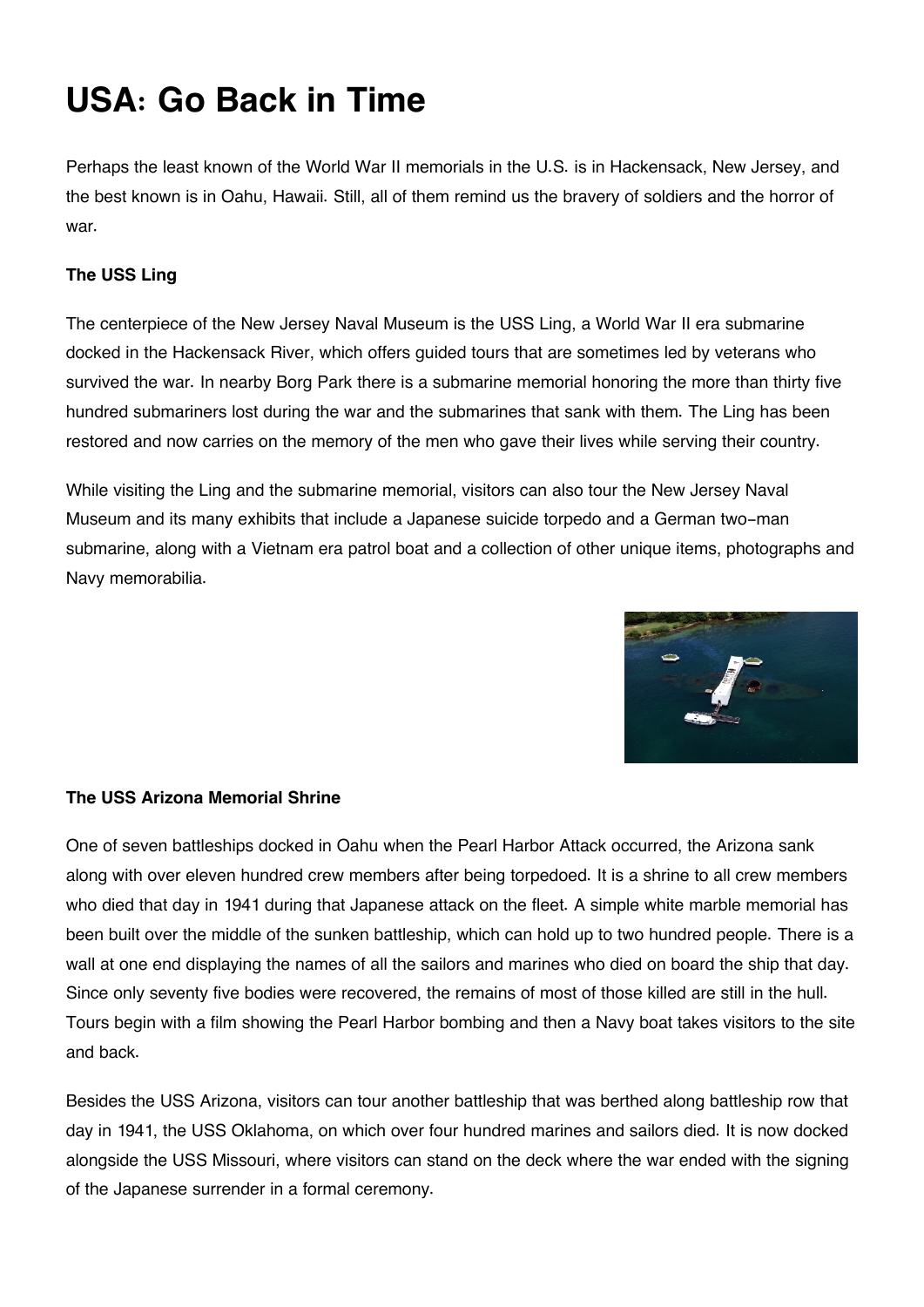# USA: Go Back in Time

Perhaps the least known of the World War II memorials in the U.S. is in Hackensack, New Jersey, and the best known is in Oahu, Hawaii. Still, all of them remind us the bravery of soldiers and the horror of war.

**The USS Ling**

The centerpiece of the New Jersey Naval Museum is the USS Ling, a World War II era submarine docked in the Hackensack River, which offers guided tours that are sometimes led by veterans who survived the war. In nearby Borg Park there is a submarine memorial honoring the more than thirty five hundred submariners lost during the war and the submarines that sank with them. The Ling has been restored and now carries on the memory of the men who gave their lives while serving their country.

While visiting the Ling and the submarine memorial, visitors can also tour the New Jersey Naval Museum and its many exhibits that include a Japanese suicide torpedo and a German two-man submarine, along with a Vietnam era patrol boat and a collection of other unique items, photographs and Navy memorabilia.

**The USS Arizona Memorial Shrine**

One of seven battleships docked in Oahu when the Pearl Harbor Attack occurred, the Arizona sank along with over eleven hundred crew members after being torpedoed. It is a shrine to all crew members who died that day in 1941 during that Japanese attack on the fleet. A simple white marble memorial has been built over the middle of the sunken battleship, which can hold up to two hundred people. There is a wall at one end displaying the names of all the sailors and marines who died on board the ship that day. Since only seventy five bodies were recovered, the remains of most of those killed are still in the hull. Tours begin with a film showing the Pearl Harbor bombing and then a Navy boat takes visitors to the site and back.

Besides the USS Arizona, visitors can tour another battleship that was berthed along battleship row that day in 1941, the USS Oklahoma, on which over four hundred marines and sailors died. It is now docked alongside the USS Missouri, where visitors can stand on the deck where the war ended with the signing of the Japanese surrender in a formal ceremony.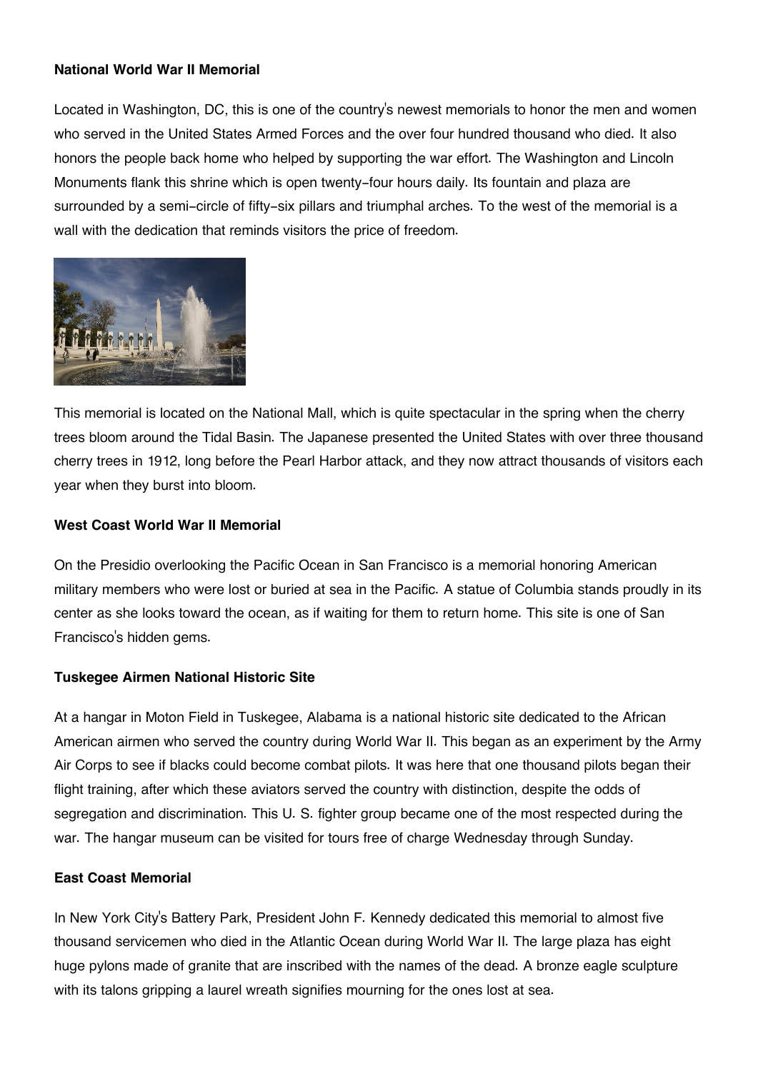**National World War II Memorial**

Located in Washington, DC, this is one of the country's newest memorials to honor the men and women who served in the United States Armed Forces and the over four hundred thousand who died. It also honors the people back home who helped by supporting the war effort. The Washington and Lincoln Monuments flank this shrine which is open twenty-four hours daily. Its fountain and plaza are surrounded by a semi-circle of fifty-six pillars and triumphal arches. To the west of the memorial is a wall with the dedication that reminds visitors the price of freedom.

This memorial is located on the National Mall, which is quite spectacular in the spring when the cherry trees bloom around the Tidal Basin. The Japanese presented the United States with over three thousand cherry trees in 1912, long before the Pearl Harbor attack, and they now attract thousands of visitors each year when they burst into bloom.

**West Coast World War II Memorial**

On the Presidio overlooking the Pacific Ocean in San Francisco is a memorial honoring American military members who were lost or buried at sea in the Pacific. A statue of Columbia stands proudly in its center as she looks toward the ocean, as if waiting for them to return home. This site is one of San Francisco's hidden gems.

**Tuskegee Airmen National Historic Site**

At a hangar in Moton Field in Tuskegee, Alabama is a national historic site dedicated to the African American airmen who served the country during World War II. This began as an experiment by the Army Air Corps to see if blacks could become combat pilots. It was here that one thousand pilots began their flight training, after which these aviators served the country with distinction, despite the odds of segregation and discrimination. This U. S. fighter group became one of the most respected during the war. The hangar museum can be visited for tours free of charge Wednesday through Sunday.

**East Coast Memorial**

In New York City's Battery Park, President John F. Kennedy dedicated this memorial to almost five thousand servicemen who died in the Atlantic Ocean during World War II. The large plaza has eight huge pylons made of granite that are inscribed with the names of the dead. A bronze eagle sculpture with its talons gripping a laurel wreath signifies mourning for the ones lost at sea.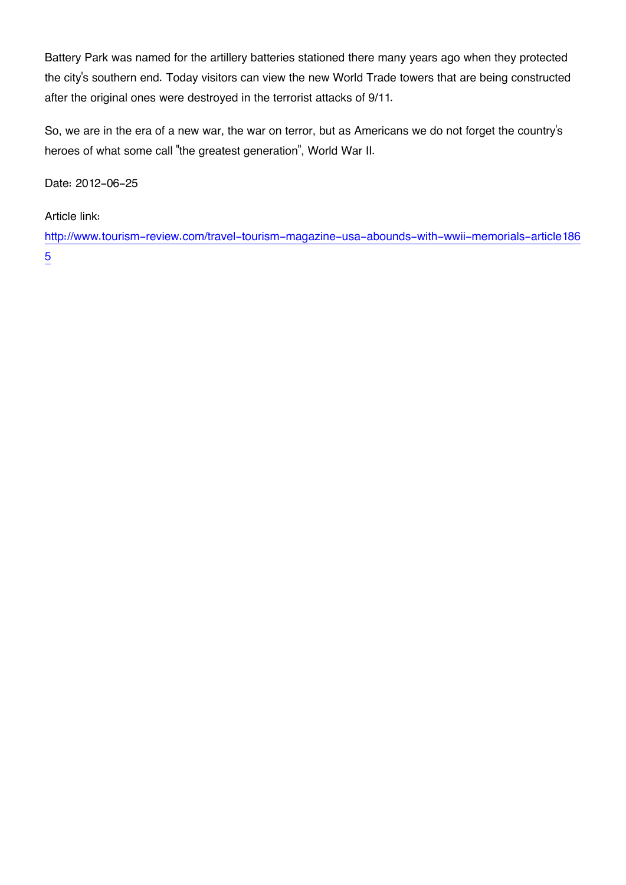Battery Park was named for the artillery batteries stationed there many years ago when they protected the city's southern end. Today visitors can view the new World Trade towers that are being constructed after the original ones were destroyed in the terrorist attacks of 9/11.

So, we are in the era of a new war, the war on terror, but as Americans we do not forget the country's heroes of what some call "the greatest generation", World War II.

Date: 2012-06-25

Article link:
[http://www.tourism-review.com/travel-tourism-magazine-usa-abounds-with-wwii-memorials-article1865](http://www.tourism-review.com/travel-tourism-magazine-usa-abounds-with-wwii-memorials-article1865)